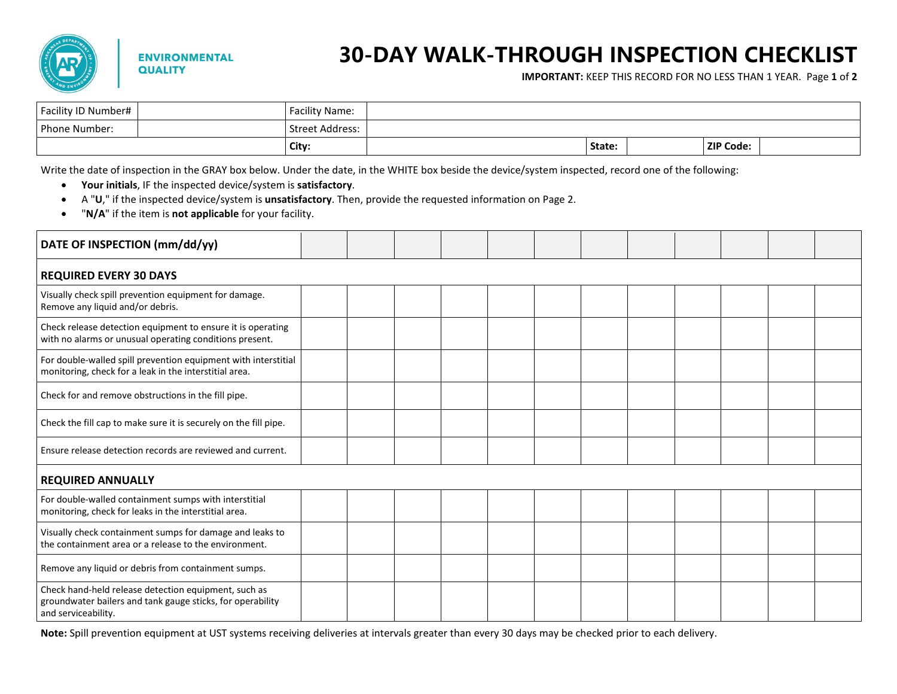ENVIRONMENTAL QUALITY

# 30-DAY WALK-THROUGH INSPECTION CHECKLIST

**IMPORTANT:** KEEP THIS RECORD FOR NO LESS THAN 1 YEAR.

| Facility ID Number# | | Facility Name: | | | | | |
|---|---|---|---|---|---|---|---|
| Phone Number: | | Street Address: | | | | | |
| | | **City:** | | **State:** | | **ZIP Code:** | |

Write the date of inspection in the GRAY box below. Under the date, in the WHITE box beside the device/system inspected, record one of the following:

- **Your initials**, IF the inspected device/system is **satisfactory**.
- A "**U**," if the inspected device/system is **unsatisfactory**. Then, provide the requested information on Page 2.
- "**N/A**" if the item is **not applicable** for your facility.

| **DATE OF INSPECTION (mm/dd/yy)** | | | | | | | | | | | | |
|---|---|---|---|---|---|---|---|---|---|---|---|---|
| **REQUIRED EVERY 30 DAYS** | | | | | | | | | | | | |
| Visually check spill prevention equipment for damage. Remove any liquid and/or debris. | | | | | | | | | | | | |
| Check release detection equipment to ensure it is operating with no alarms or unusual operating conditions present. | | | | | | | | | | | | |
| For double-walled spill prevention equipment with interstitial monitoring, check for a leak in the interstitial area. | | | | | | | | | | | | |
| Check for and remove obstructions in the fill pipe. | | | | | | | | | | | | |
| Check the fill cap to make sure it is securely on the fill pipe. | | | | | | | | | | | | |
| Ensure release detection records are reviewed and current. | | | | | | | | | | | | |
| **REQUIRED ANNUALLY** | | | | | | | | | | | | |
| For double-walled containment sumps with interstitial monitoring, check for leaks in the interstitial area. | | | | | | | | | | | | |
| Visually check containment sumps for damage and leaks to the containment area or a release to the environment. | | | | | | | | | | | | |
| Remove any liquid or debris from containment sumps. | | | | | | | | | | | | |
| Check hand-held release detection equipment, such as groundwater bailers and tank gauge sticks, for operability and serviceability. | | | | | | | | | | | | |

**Note:** Spill prevention equipment at UST systems receiving deliveries at intervals greater than every 30 days may be checked prior to each delivery.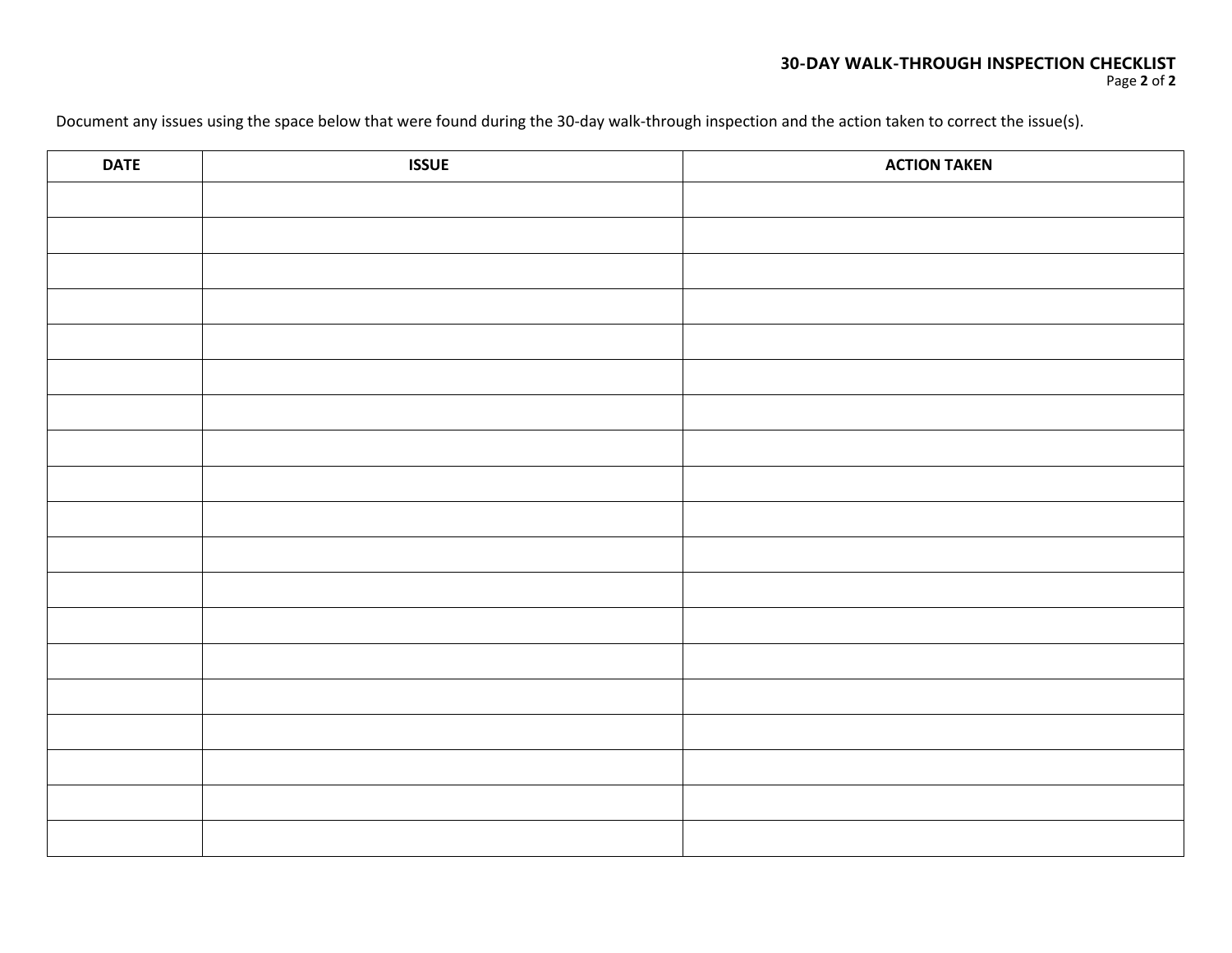Document any issues using the space below that were found during the 30-day walk-through inspection and the action taken to correct the issue(s).

| DATE | ISSUE | ACTION TAKEN |
| --- | --- | --- |
| | | |
| | | |
| | | |
| | | |
| | | |
| | | |
| | | |
| | | |
| | | |
| | | |
| | | |
| | | |
| | | |
| | | |
| | | |
| | | |
| | | |
| | | |
| | | |